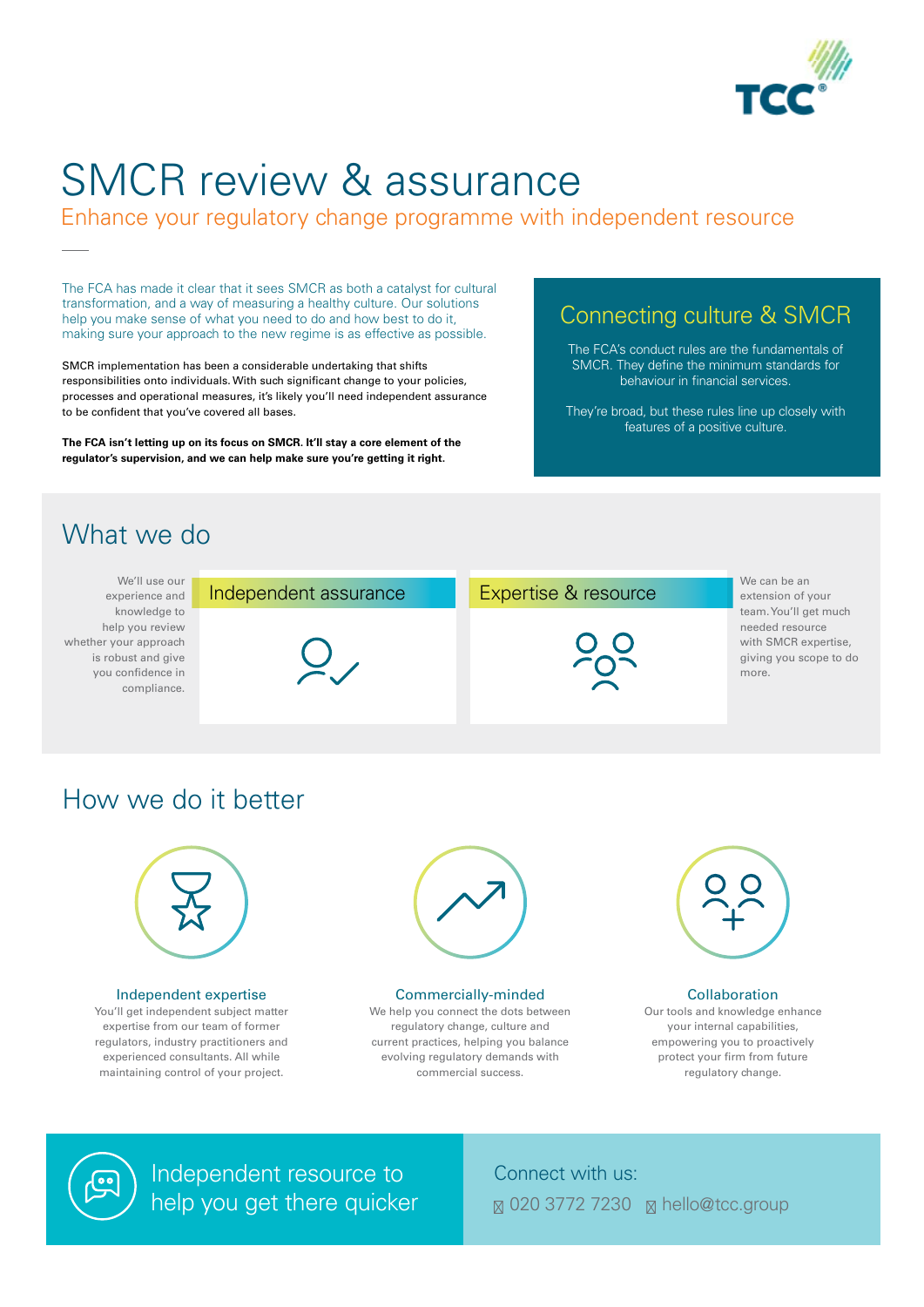# SMCR review & assurance

## Enhance your regulatory change programme with independent resource

The FCA has made it clear that it sees SMCR as both a catalyst for cultural transformation, and a way of measuring a healthy culture. Our solutions help you make sense of what you need to do and how best to do it, making sure your approach to the new regime is as effective as possible.

SMCR implementation has been a considerable undertaking that shifts responsibilities onto individuals. With such significant change to your policies, processes and operational measures, it's likely you'll need independent assurance to be confident that you've covered all bases.

**The FCA isn't letting up on its focus on SMCR. It'll stay a core element of the regulator's supervision, and we can help make sure you're getting it right.**

### Connecting culture & SMCR

The FCA's conduct rules are the fundamentals of SMCR. They define the minimum standards for behaviour in financial services.

They're broad, but these rules line up closely with features of a positive culture.

## What we do

### Independent assurance

We'll use our experience and knowledge to help you review whether your approach is robust and give you confidence in compliance.

### Expertise & resource

We can be an extension of your team. You'll get much needed resource with SMCR expertise, giving you scope to do more.

## How we do it better

### Independent expertise

You'll get independent subject matter expertise from our team of former regulators, industry practitioners and experienced consultants. All while maintaining control of your project.

### Commercially-minded

We help you connect the dots between regulatory change, culture and current practices, helping you balance evolving regulatory demands with commercial success.

### Collaboration

Our tools and knowledge enhance your internal capabilities, empowering you to proactively protect your firm from future regulatory change.

Independent resource to help you get there quicker

Connect with us:

020 3772 7230 hello@tcc.group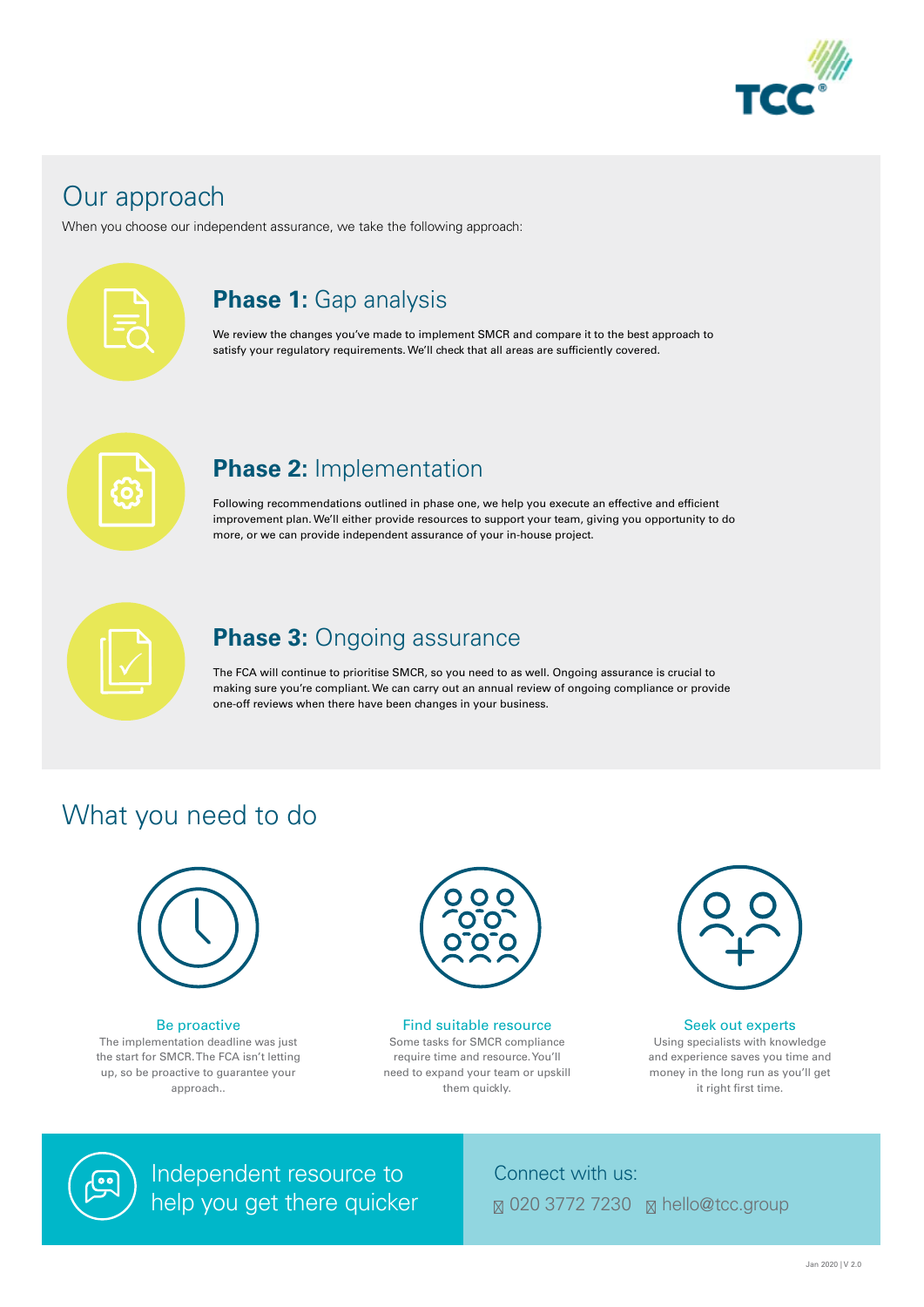## Our approach

When you choose our independent assurance, we take the following approach:

### **Phase 1:** Gap analysis

We review the changes you've made to implement SMCR and compare it to the best approach to satisfy your regulatory requirements. We'll check that all areas are sufficiently covered.

### **Phase 2:** Implementation

Following recommendations outlined in phase one, we help you execute an effective and efficient improvement plan. We'll either provide resources to support your team, giving you opportunity to do more, or we can provide independent assurance of your in-house project.

### **Phase 3:** Ongoing assurance

The FCA will continue to prioritise SMCR, so you need to as well. Ongoing assurance is crucial to making sure you're compliant. We can carry out an annual review of ongoing compliance or provide one-off reviews when there have been changes in your business.

## What you need to do

**Be proactive**
The implementation deadline was just the start for SMCR. The FCA isn't letting up, so be proactive to guarantee your approach..

**Find suitable resource**
Some tasks for SMCR compliance require time and resource. You'll need to expand your team or upskill them quickly.

**Seek out experts**
Using specialists with knowledge and experience saves you time and money in the long run as you'll get it right first time.

Independent resource to help you get there quicker

Connect with us:
020 3772 7230 hello@tcc.group

Jan 2020 | V 2.0